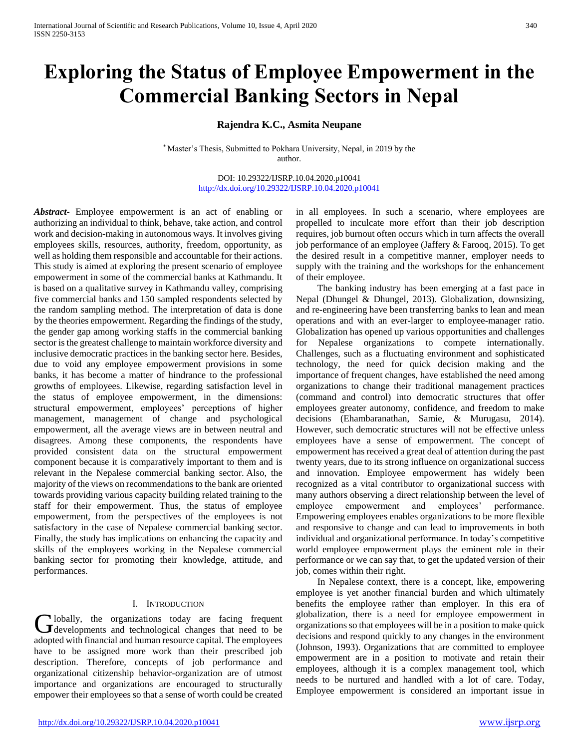# Exploring the Status of Employee Empowerment in the Commercial Banking Sectors in Nepal

**Rajendra K.C., Asmita Neupane**

[*] Master's Thesis, Submitted to Pokhara University, Nepal, in 2019 by the author.

DOI: 10.29322/IJSRP.10.04.2020.p10041
http://dx.doi.org/10.29322/IJSRP.10.04.2020.p10041

***Abstract***- Employee empowerment is an act of enabling or authorizing an individual to think, behave, take action, and control work and decision-making in autonomous ways. It involves giving employees skills, resources, authority, freedom, opportunity, as well as holding them responsible and accountable for their actions. This study is aimed at exploring the present scenario of employee empowerment in some of the commercial banks at Kathmandu. It is based on a qualitative survey in Kathmandu valley, comprising five commercial banks and 150 sampled respondents selected by the random sampling method. The interpretation of data is done by the theories empowerment. Regarding the findings of the study, the gender gap among working staffs in the commercial banking sector is the greatest challenge to maintain workforce diversity and inclusive democratic practices in the banking sector here. Besides, due to void any employee empowerment provisions in some banks, it has become a matter of hindrance to the professional growths of employees. Likewise, regarding satisfaction level in the status of employee empowerment, in the dimensions: structural empowerment, employees' perceptions of higher management, management of change and psychological empowerment, all the average views are in between neutral and disagrees. Among these components, the respondents have provided consistent data on the structural empowerment component because it is comparatively important to them and is relevant in the Nepalese commercial banking sector. Also, the majority of the views on recommendations to the bank are oriented towards providing various capacity building related training to the staff for their empowerment. Thus, the status of employee empowerment, from the perspectives of the employees is not satisfactory in the case of Nepalese commercial banking sector. Finally, the study has implications on enhancing the capacity and skills of the employees working in the Nepalese commercial banking sector for promoting their knowledge, attitude, and performances.

## I. Introduction

Globally, the organizations today are facing frequent developments and technological changes that need to be adopted with financial and human resource capital. The employees have to be assigned more work than their prescribed job description. Therefore, concepts of job performance and organizational citizenship behavior-organization are of utmost importance and organizations are encouraged to structurally empower their employees so that a sense of worth could be created in all employees. In such a scenario, where employees are propelled to inculcate more effort than their job description requires, job burnout often occurs which in turn affects the overall job performance of an employee (Jaffery & Farooq, 2015). To get the desired result in a competitive manner, employer needs to supply with the training and the workshops for the enhancement of their employee.

The banking industry has been emerging at a fast pace in Nepal (Dhungel & Dhungel, 2013). Globalization, downsizing, and re-engineering have been transferring banks to lean and mean operations and with an ever-larger to employee-manager ratio. Globalization has opened up various opportunities and challenges for Nepalese organizations to compete internationally. Challenges, such as a fluctuating environment and sophisticated technology, the need for quick decision making and the importance of frequent changes, have established the need among organizations to change their traditional management practices (command and control) into democratic structures that offer employees greater autonomy, confidence, and freedom to make decisions (Ehambaranathan, Samie, & Murugasu, 2014). However, such democratic structures will not be effective unless employees have a sense of empowerment. The concept of empowerment has received a great deal of attention during the past twenty years, due to its strong influence on organizational success and innovation. Employee empowerment has widely been recognized as a vital contributor to organizational success with many authors observing a direct relationship between the level of employee empowerment and employees' performance. Empowering employees enables organizations to be more flexible and responsive to change and can lead to improvements in both individual and organizational performance. In today's competitive world employee empowerment plays the eminent role in their performance or we can say that, to get the updated version of their job, comes within their right.

In Nepalese context, there is a concept, like, empowering employee is yet another financial burden and which ultimately benefits the employee rather than employer. In this era of globalization, there is a need for employee empowerment in organizations so that employees will be in a position to make quick decisions and respond quickly to any changes in the environment (Johnson, 1993). Organizations that are committed to employee empowerment are in a position to motivate and retain their employees, although it is a complex management tool, which needs to be nurtured and handled with a lot of care. Today, Employee empowerment is considered an important issue in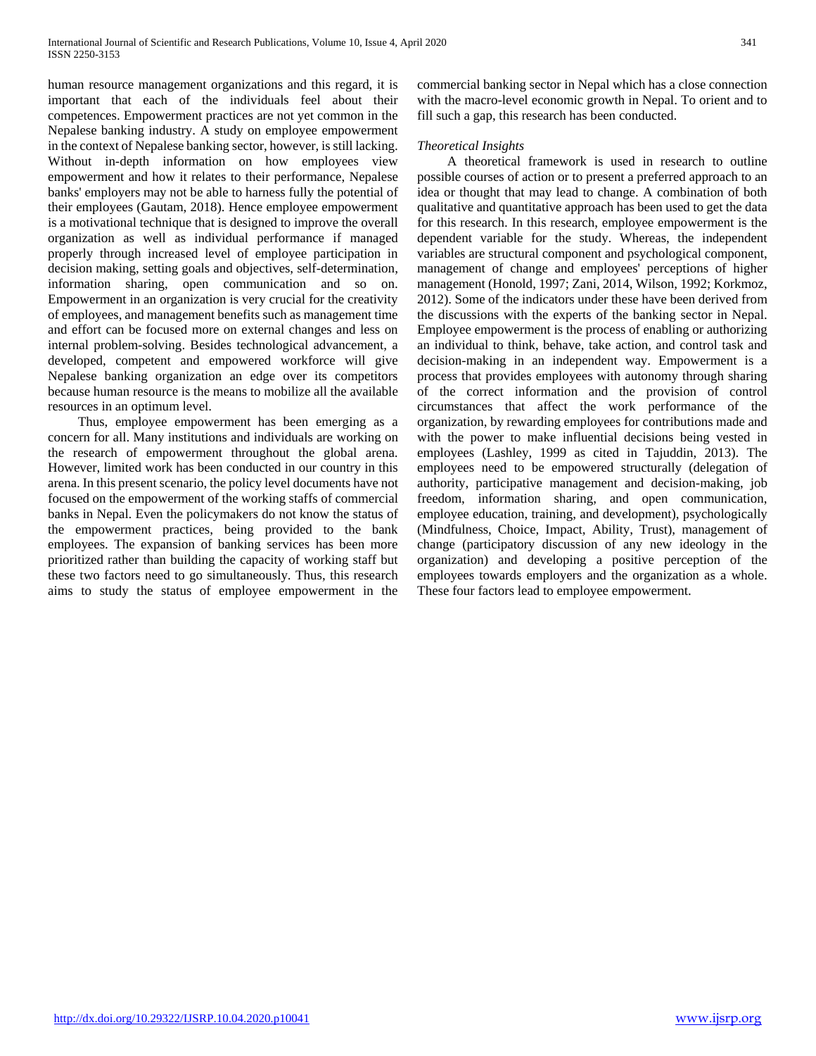human resource management organizations and this regard, it is important that each of the individuals feel about their competences. Empowerment practices are not yet common in the Nepalese banking industry. A study on employee empowerment in the context of Nepalese banking sector, however, is still lacking. Without in-depth information on how employees view empowerment and how it relates to their performance, Nepalese banks' employers may not be able to harness fully the potential of their employees (Gautam, 2018). Hence employee empowerment is a motivational technique that is designed to improve the overall organization as well as individual performance if managed properly through increased level of employee participation in decision making, setting goals and objectives, self-determination, information sharing, open communication and so on. Empowerment in an organization is very crucial for the creativity of employees, and management benefits such as management time and effort can be focused more on external changes and less on internal problem-solving. Besides technological advancement, a developed, competent and empowered workforce will give Nepalese banking organization an edge over its competitors because human resource is the means to mobilize all the available resources in an optimum level.

Thus, employee empowerment has been emerging as a concern for all. Many institutions and individuals are working on the research of empowerment throughout the global arena. However, limited work has been conducted in our country in this arena. In this present scenario, the policy level documents have not focused on the empowerment of the working staffs of commercial banks in Nepal. Even the policymakers do not know the status of the empowerment practices, being provided to the bank employees. The expansion of banking services has been more prioritized rather than building the capacity of working staff but these two factors need to go simultaneously. Thus, this research aims to study the status of employee empowerment in the commercial banking sector in Nepal which has a close connection with the macro-level economic growth in Nepal. To orient and to fill such a gap, this research has been conducted.

*Theoretical Insights*

A theoretical framework is used in research to outline possible courses of action or to present a preferred approach to an idea or thought that may lead to change. A combination of both qualitative and quantitative approach has been used to get the data for this research. In this research, employee empowerment is the dependent variable for the study. Whereas, the independent variables are structural component and psychological component, management of change and employees' perceptions of higher management (Honold, 1997; Zani, 2014, Wilson, 1992; Korkmoz, 2012). Some of the indicators under these have been derived from the discussions with the experts of the banking sector in Nepal. Employee empowerment is the process of enabling or authorizing an individual to think, behave, take action, and control task and decision-making in an independent way. Empowerment is a process that provides employees with autonomy through sharing of the correct information and the provision of control circumstances that affect the work performance of the organization, by rewarding employees for contributions made and with the power to make influential decisions being vested in employees (Lashley, 1999 as cited in Tajuddin, 2013). The employees need to be empowered structurally (delegation of authority, participative management and decision-making, job freedom, information sharing, and open communication, employee education, training, and development), psychologically (Mindfulness, Choice, Impact, Ability, Trust), management of change (participatory discussion of any new ideology in the organization) and developing a positive perception of the employees towards employers and the organization as a whole. These four factors lead to employee empowerment.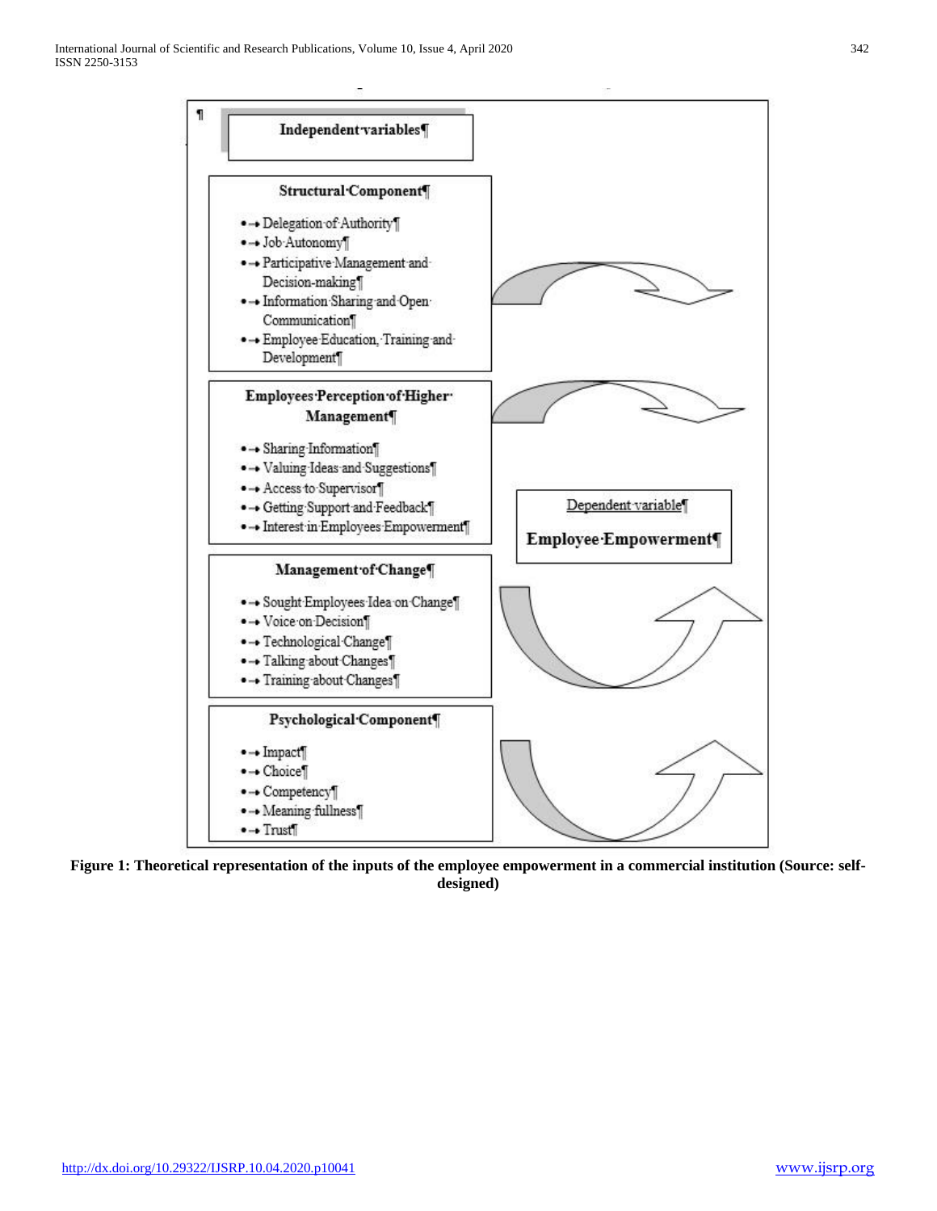**Independent variables**

**Structural Component**

- Delegation of Authority
- Job Autonomy
- Participative Management and Decision-making
- Information Sharing and Open Communication
- Employee Education, Training and Development

**Employees Perception of Higher Management**

- Sharing Information
- Valuing Ideas and Suggestions
- Access to Supervisor
- Getting Support and Feedback
- Interest in Employees Empowerment

**Management of Change**

- Sought Employees Idea on Change
- Voice on Decision
- Technological Change
- Talking about Changes
- Training about Changes

**Psychological Component**

- Impact
- Choice
- Competency
- Meaning fullness
- Trust

Dependent variable

**Employee Empowerment**

**Figure 1: Theoretical representation of the inputs of the employee empowerment in a commercial institution (Source: self-designed)**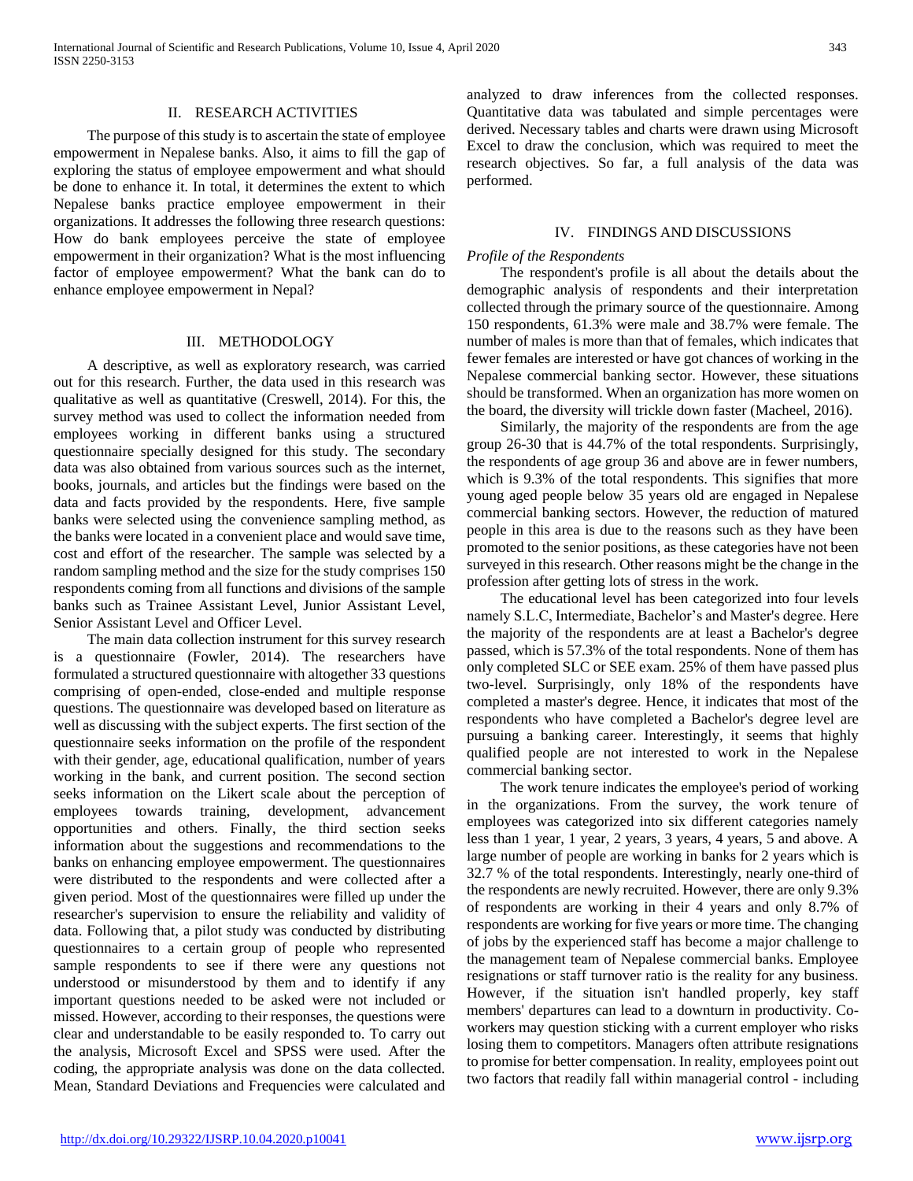## II. RESEARCH ACTIVITIES

The purpose of this study is to ascertain the state of employee empowerment in Nepalese banks. Also, it aims to fill the gap of exploring the status of employee empowerment and what should be done to enhance it. In total, it determines the extent to which Nepalese banks practice employee empowerment in their organizations. It addresses the following three research questions: How do bank employees perceive the state of employee empowerment in their organization? What is the most influencing factor of employee empowerment? What the bank can do to enhance employee empowerment in Nepal?

## III. METHODOLOGY

A descriptive, as well as exploratory research, was carried out for this research. Further, the data used in this research was qualitative as well as quantitative (Creswell, 2014). For this, the survey method was used to collect the information needed from employees working in different banks using a structured questionnaire specially designed for this study. The secondary data was also obtained from various sources such as the internet, books, journals, and articles but the findings were based on the data and facts provided by the respondents. Here, five sample banks were selected using the convenience sampling method, as the banks were located in a convenient place and would save time, cost and effort of the researcher. The sample was selected by a random sampling method and the size for the study comprises 150 respondents coming from all functions and divisions of the sample banks such as Trainee Assistant Level, Junior Assistant Level, Senior Assistant Level and Officer Level.

The main data collection instrument for this survey research is a questionnaire (Fowler, 2014). The researchers have formulated a structured questionnaire with altogether 33 questions comprising of open-ended, close-ended and multiple response questions. The questionnaire was developed based on literature as well as discussing with the subject experts. The first section of the questionnaire seeks information on the profile of the respondent with their gender, age, educational qualification, number of years working in the bank, and current position. The second section seeks information on the Likert scale about the perception of employees towards training, development, advancement opportunities and others. Finally, the third section seeks information about the suggestions and recommendations to the banks on enhancing employee empowerment. The questionnaires were distributed to the respondents and were collected after a given period. Most of the questionnaires were filled up under the researcher's supervision to ensure the reliability and validity of data. Following that, a pilot study was conducted by distributing questionnaires to a certain group of people who represented sample respondents to see if there were any questions not understood or misunderstood by them and to identify if any important questions needed to be asked were not included or missed. However, according to their responses, the questions were clear and understandable to be easily responded to. To carry out the analysis, Microsoft Excel and SPSS were used. After the coding, the appropriate analysis was done on the data collected. Mean, Standard Deviations and Frequencies were calculated and analyzed to draw inferences from the collected responses. Quantitative data was tabulated and simple percentages were derived. Necessary tables and charts were drawn using Microsoft Excel to draw the conclusion, which was required to meet the research objectives. So far, a full analysis of the data was performed.

## IV. FINDINGS AND DISCUSSIONS

*Profile of the Respondents*

The respondent's profile is all about the details about the demographic analysis of respondents and their interpretation collected through the primary source of the questionnaire. Among 150 respondents, 61.3% were male and 38.7% were female. The number of males is more than that of females, which indicates that fewer females are interested or have got chances of working in the Nepalese commercial banking sector. However, these situations should be transformed. When an organization has more women on the board, the diversity will trickle down faster (Macheel, 2016).

Similarly, the majority of the respondents are from the age group 26-30 that is 44.7% of the total respondents. Surprisingly, the respondents of age group 36 and above are in fewer numbers, which is 9.3% of the total respondents. This signifies that more young aged people below 35 years old are engaged in Nepalese commercial banking sectors. However, the reduction of matured people in this area is due to the reasons such as they have been promoted to the senior positions, as these categories have not been surveyed in this research. Other reasons might be the change in the profession after getting lots of stress in the work.

The educational level has been categorized into four levels namely S.L.C, Intermediate, Bachelor's and Master's degree. Here the majority of the respondents are at least a Bachelor's degree passed, which is 57.3% of the total respondents. None of them has only completed SLC or SEE exam. 25% of them have passed plus two-level. Surprisingly, only 18% of the respondents have completed a master's degree. Hence, it indicates that most of the respondents who have completed a Bachelor's degree level are pursuing a banking career. Interestingly, it seems that highly qualified people are not interested to work in the Nepalese commercial banking sector.

The work tenure indicates the employee's period of working in the organizations. From the survey, the work tenure of employees was categorized into six different categories namely less than 1 year, 1 year, 2 years, 3 years, 4 years, 5 and above. A large number of people are working in banks for 2 years which is 32.7 % of the total respondents. Interestingly, nearly one-third of the respondents are newly recruited. However, there are only 9.3% of respondents are working in their 4 years and only 8.7% of respondents are working for five years or more time. The changing of jobs by the experienced staff has become a major challenge to the management team of Nepalese commercial banks. Employee resignations or staff turnover ratio is the reality for any business. However, if the situation isn't handled properly, key staff members' departures can lead to a downturn in productivity. Co-workers may question sticking with a current employer who risks losing them to competitors. Managers often attribute resignations to promise for better compensation. In reality, employees point out two factors that readily fall within managerial control - including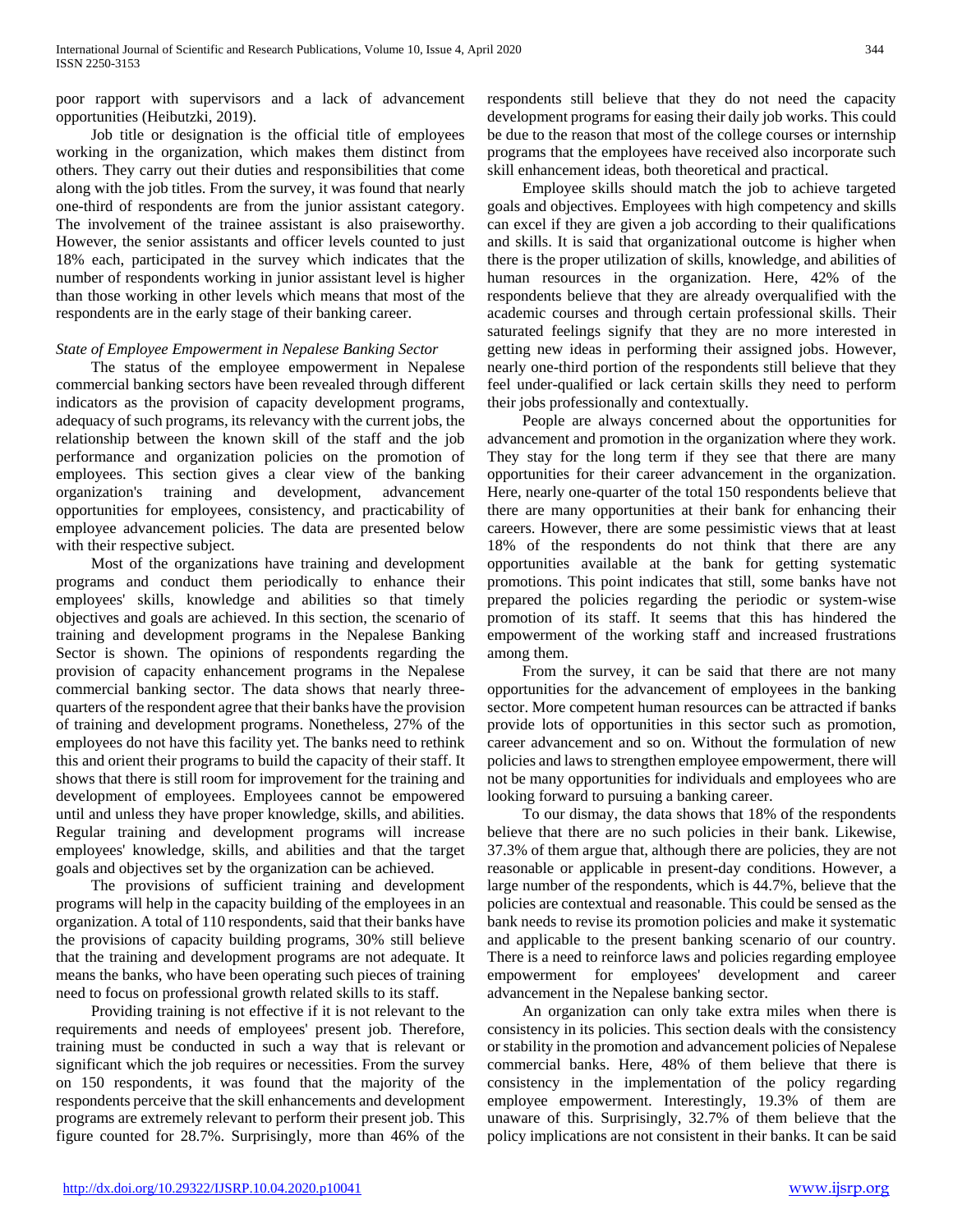poor rapport with supervisors and a lack of advancement opportunities (Heibutzki, 2019).

Job title or designation is the official title of employees working in the organization, which makes them distinct from others. They carry out their duties and responsibilities that come along with the job titles. From the survey, it was found that nearly one-third of respondents are from the junior assistant category. The involvement of the trainee assistant is also praiseworthy. However, the senior assistants and officer levels counted to just 18% each, participated in the survey which indicates that the number of respondents working in junior assistant level is higher than those working in other levels which means that most of the respondents are in the early stage of their banking career.

*State of Employee Empowerment in Nepalese Banking Sector*

The status of the employee empowerment in Nepalese commercial banking sectors have been revealed through different indicators as the provision of capacity development programs, adequacy of such programs, its relevancy with the current jobs, the relationship between the known skill of the staff and the job performance and organization policies on the promotion of employees. This section gives a clear view of the banking organization's training and development, advancement opportunities for employees, consistency, and practicability of employee advancement policies. The data are presented below with their respective subject.

Most of the organizations have training and development programs and conduct them periodically to enhance their employees' skills, knowledge and abilities so that timely objectives and goals are achieved. In this section, the scenario of training and development programs in the Nepalese Banking Sector is shown. The opinions of respondents regarding the provision of capacity enhancement programs in the Nepalese commercial banking sector. The data shows that nearly three-quarters of the respondent agree that their banks have the provision of training and development programs. Nonetheless, 27% of the employees do not have this facility yet. The banks need to rethink this and orient their programs to build the capacity of their staff. It shows that there is still room for improvement for the training and development of employees. Employees cannot be empowered until and unless they have proper knowledge, skills, and abilities. Regular training and development programs will increase employees' knowledge, skills, and abilities and that the target goals and objectives set by the organization can be achieved.

The provisions of sufficient training and development programs will help in the capacity building of the employees in an organization. A total of 110 respondents, said that their banks have the provisions of capacity building programs, 30% still believe that the training and development programs are not adequate. It means the banks, who have been operating such pieces of training need to focus on professional growth related skills to its staff.

Providing training is not effective if it is not relevant to the requirements and needs of employees' present job. Therefore, training must be conducted in such a way that is relevant or significant which the job requires or necessities. From the survey on 150 respondents, it was found that the majority of the respondents perceive that the skill enhancements and development programs are extremely relevant to perform their present job. This figure counted for 28.7%. Surprisingly, more than 46% of the respondents still believe that they do not need the capacity development programs for easing their daily job works. This could be due to the reason that most of the college courses or internship programs that the employees have received also incorporate such skill enhancement ideas, both theoretical and practical.

Employee skills should match the job to achieve targeted goals and objectives. Employees with high competency and skills can excel if they are given a job according to their qualifications and skills. It is said that organizational outcome is higher when there is the proper utilization of skills, knowledge, and abilities of human resources in the organization. Here, 42% of the respondents believe that they are already overqualified with the academic courses and through certain professional skills. Their saturated feelings signify that they are no more interested in getting new ideas in performing their assigned jobs. However, nearly one-third portion of the respondents still believe that they feel under-qualified or lack certain skills they need to perform their jobs professionally and contextually.

People are always concerned about the opportunities for advancement and promotion in the organization where they work. They stay for the long term if they see that there are many opportunities for their career advancement in the organization. Here, nearly one-quarter of the total 150 respondents believe that there are many opportunities at their bank for enhancing their careers. However, there are some pessimistic views that at least 18% of the respondents do not think that there are any opportunities available at the bank for getting systematic promotions. This point indicates that still, some banks have not prepared the policies regarding the periodic or system-wise promotion of its staff. It seems that this has hindered the empowerment of the working staff and increased frustrations among them.

From the survey, it can be said that there are not many opportunities for the advancement of employees in the banking sector. More competent human resources can be attracted if banks provide lots of opportunities in this sector such as promotion, career advancement and so on. Without the formulation of new policies and laws to strengthen employee empowerment, there will not be many opportunities for individuals and employees who are looking forward to pursuing a banking career.

To our dismay, the data shows that 18% of the respondents believe that there are no such policies in their bank. Likewise, 37.3% of them argue that, although there are policies, they are not reasonable or applicable in present-day conditions. However, a large number of the respondents, which is 44.7%, believe that the policies are contextual and reasonable. This could be sensed as the bank needs to revise its promotion policies and make it systematic and applicable to the present banking scenario of our country. There is a need to reinforce laws and policies regarding employee empowerment for employees' development and career advancement in the Nepalese banking sector.

An organization can only take extra miles when there is consistency in its policies. This section deals with the consistency or stability in the promotion and advancement policies of Nepalese commercial banks. Here, 48% of them believe that there is consistency in the implementation of the policy regarding employee empowerment. Interestingly, 19.3% of them are unaware of this. Surprisingly, 32.7% of them believe that the policy implications are not consistent in their banks. It can be said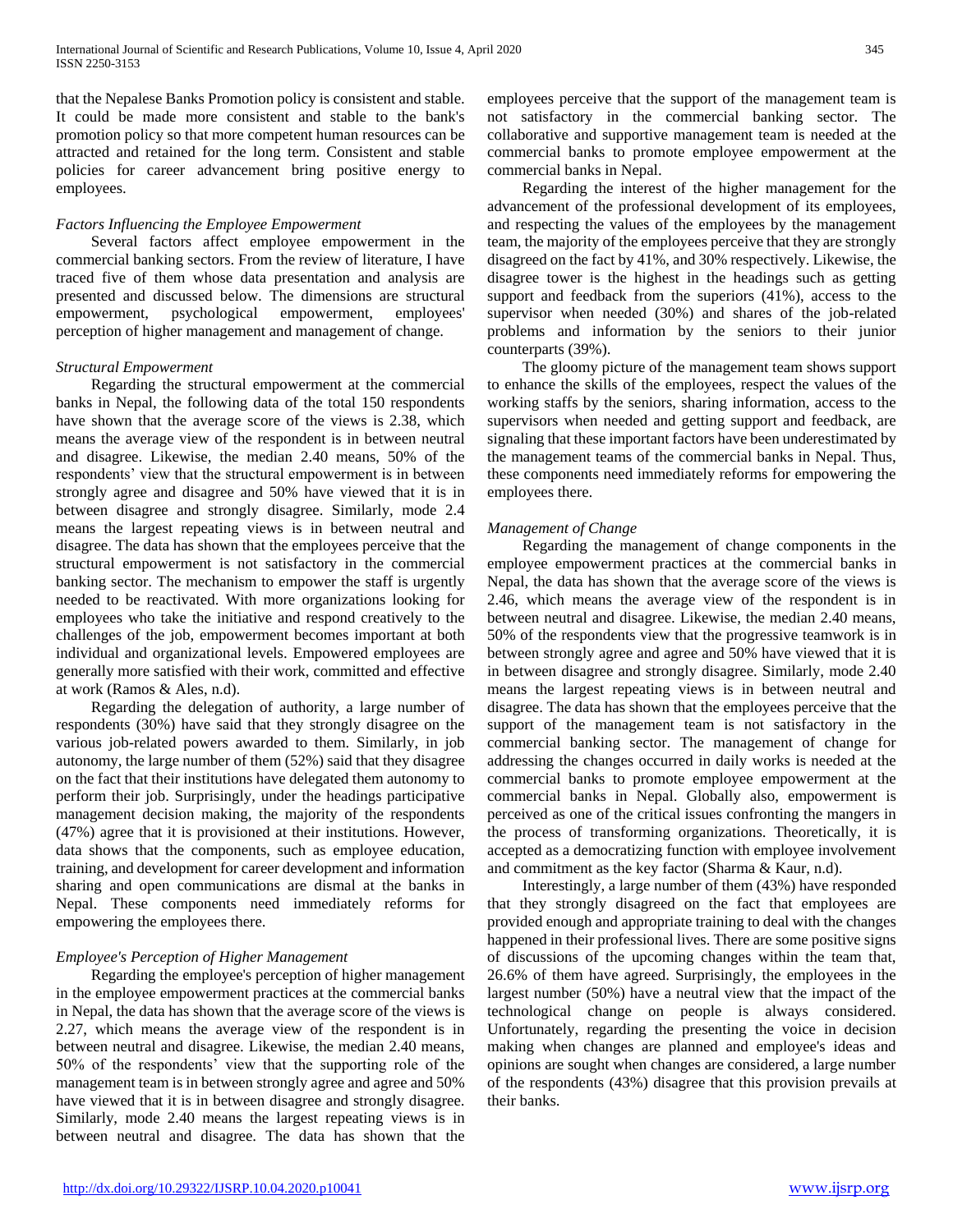that the Nepalese Banks Promotion policy is consistent and stable. It could be made more consistent and stable to the bank's promotion policy so that more competent human resources can be attracted and retained for the long term. Consistent and stable policies for career advancement bring positive energy to employees.

*Factors Influencing the Employee Empowerment*

Several factors affect employee empowerment in the commercial banking sectors. From the review of literature, I have traced five of them whose data presentation and analysis are presented and discussed below. The dimensions are structural empowerment, psychological empowerment, employees' perception of higher management and management of change.

*Structural Empowerment*

Regarding the structural empowerment at the commercial banks in Nepal, the following data of the total 150 respondents have shown that the average score of the views is 2.38, which means the average view of the respondent is in between neutral and disagree. Likewise, the median 2.40 means, 50% of the respondents' view that the structural empowerment is in between strongly agree and disagree and 50% have viewed that it is in between disagree and strongly disagree. Similarly, mode 2.4 means the largest repeating views is in between neutral and disagree. The data has shown that the employees perceive that the structural empowerment is not satisfactory in the commercial banking sector. The mechanism to empower the staff is urgently needed to be reactivated. With more organizations looking for employees who take the initiative and respond creatively to the challenges of the job, empowerment becomes important at both individual and organizational levels. Empowered employees are generally more satisfied with their work, committed and effective at work (Ramos & Ales, n.d).

Regarding the delegation of authority, a large number of respondents (30%) have said that they strongly disagree on the various job-related powers awarded to them. Similarly, in job autonomy, the large number of them (52%) said that they disagree on the fact that their institutions have delegated them autonomy to perform their job. Surprisingly, under the headings participative management decision making, the majority of the respondents (47%) agree that it is provisioned at their institutions. However, data shows that the components, such as employee education, training, and development for career development and information sharing and open communications are dismal at the banks in Nepal. These components need immediately reforms for empowering the employees there.

*Employee's Perception of Higher Management*

Regarding the employee's perception of higher management in the employee empowerment practices at the commercial banks in Nepal, the data has shown that the average score of the views is 2.27, which means the average view of the respondent is in between neutral and disagree. Likewise, the median 2.40 means, 50% of the respondents' view that the supporting role of the management team is in between strongly agree and agree and 50% have viewed that it is in between disagree and strongly disagree. Similarly, mode 2.40 means the largest repeating views is in between neutral and disagree. The data has shown that the employees perceive that the support of the management team is not satisfactory in the commercial banking sector. The collaborative and supportive management team is needed at the commercial banks to promote employee empowerment at the commercial banks in Nepal.

Regarding the interest of the higher management for the advancement of the professional development of its employees, and respecting the values of the employees by the management team, the majority of the employees perceive that they are strongly disagreed on the fact by 41%, and 30% respectively. Likewise, the disagree tower is the highest in the headings such as getting support and feedback from the superiors (41%), access to the supervisor when needed (30%) and shares of the job-related problems and information by the seniors to their junior counterparts (39%).

The gloomy picture of the management team shows support to enhance the skills of the employees, respect the values of the working staffs by the seniors, sharing information, access to the supervisors when needed and getting support and feedback, are signaling that these important factors have been underestimated by the management teams of the commercial banks in Nepal. Thus, these components need immediately reforms for empowering the employees there.

*Management of Change*

Regarding the management of change components in the employee empowerment practices at the commercial banks in Nepal, the data has shown that the average score of the views is 2.46, which means the average view of the respondent is in between neutral and disagree. Likewise, the median 2.40 means, 50% of the respondents view that the progressive teamwork is in between strongly agree and agree and 50% have viewed that it is in between disagree and strongly disagree. Similarly, mode 2.40 means the largest repeating views is in between neutral and disagree. The data has shown that the employees perceive that the support of the management team is not satisfactory in the commercial banking sector. The management of change for addressing the changes occurred in daily works is needed at the commercial banks to promote employee empowerment at the commercial banks in Nepal. Globally also, empowerment is perceived as one of the critical issues confronting the mangers in the process of transforming organizations. Theoretically, it is accepted as a democratizing function with employee involvement and commitment as the key factor (Sharma & Kaur, n.d).

Interestingly, a large number of them (43%) have responded that they strongly disagreed on the fact that employees are provided enough and appropriate training to deal with the changes happened in their professional lives. There are some positive signs of discussions of the upcoming changes within the team that, 26.6% of them have agreed. Surprisingly, the employees in the largest number (50%) have a neutral view that the impact of the technological change on people is always considered. Unfortunately, regarding the presenting the voice in decision making when changes are planned and employee's ideas and opinions are sought when changes are considered, a large number of the respondents (43%) disagree that this provision prevails at their banks.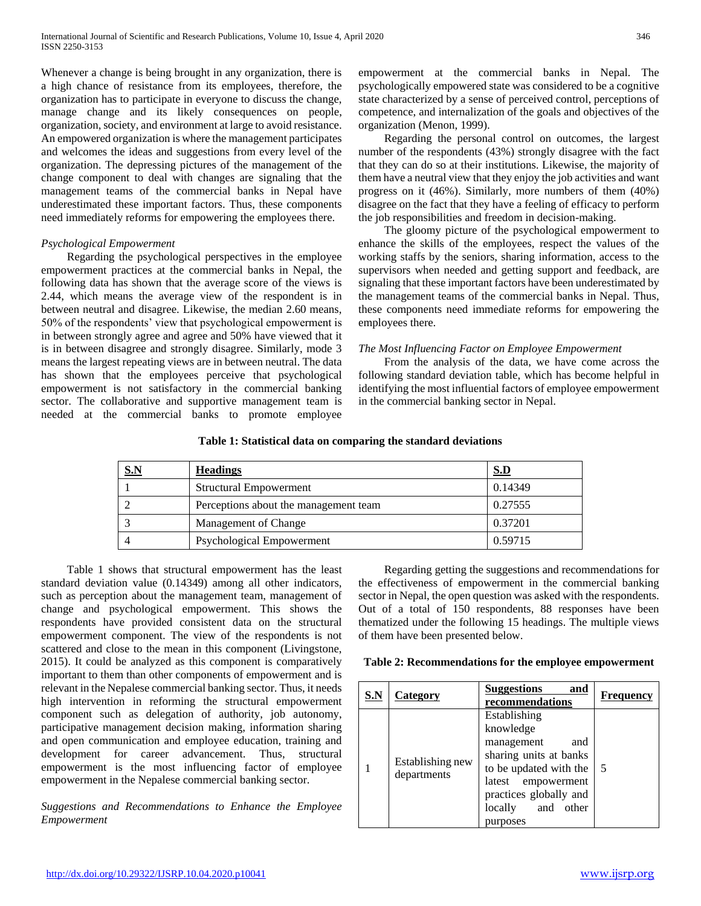Whenever a change is being brought in any organization, there is a high chance of resistance from its employees, therefore, the organization has to participate in everyone to discuss the change, manage change and its likely consequences on people, organization, society, and environment at large to avoid resistance. An empowered organization is where the management participates and welcomes the ideas and suggestions from every level of the organization. The depressing pictures of the management of the change component to deal with changes are signaling that the management teams of the commercial banks in Nepal have underestimated these important factors. Thus, these components need immediately reforms for empowering the employees there.

*Psychological Empowerment*

Regarding the psychological perspectives in the employee empowerment practices at the commercial banks in Nepal, the following data has shown that the average score of the views is 2.44, which means the average view of the respondent is in between neutral and disagree. Likewise, the median 2.60 means, 50% of the respondents' view that psychological empowerment is in between strongly agree and agree and 50% have viewed that it is in between disagree and strongly disagree. Similarly, mode 3 means the largest repeating views are in between neutral. The data has shown that the employees perceive that psychological empowerment is not satisfactory in the commercial banking sector. The collaborative and supportive management team is needed at the commercial banks to promote employee empowerment at the commercial banks in Nepal. The psychologically empowered state was considered to be a cognitive state characterized by a sense of perceived control, perceptions of competence, and internalization of the goals and objectives of the organization (Menon, 1999).

Regarding the personal control on outcomes, the largest number of the respondents (43%) strongly disagree with the fact that they can do so at their institutions. Likewise, the majority of them have a neutral view that they enjoy the job activities and want progress on it (46%). Similarly, more numbers of them (40%) disagree on the fact that they have a feeling of efficacy to perform the job responsibilities and freedom in decision-making.

The gloomy picture of the psychological empowerment to enhance the skills of the employees, respect the values of the working staffs by the seniors, sharing information, access to the supervisors when needed and getting support and feedback, are signaling that these important factors have been underestimated by the management teams of the commercial banks in Nepal. Thus, these components need immediate reforms for empowering the employees there.

*The Most Influencing Factor on Employee Empowerment*

From the analysis of the data, we have come across the following standard deviation table, which has become helpful in identifying the most influential factors of employee empowerment in the commercial banking sector in Nepal.

**Table 1: Statistical data on comparing the standard deviations**

| S.N | Headings | S.D |
|---|---|---|
| 1 | Structural Empowerment | 0.14349 |
| 2 | Perceptions about the management team | 0.27555 |
| 3 | Management of Change | 0.37201 |
| 4 | Psychological Empowerment | 0.59715 |

Table 1 shows that structural empowerment has the least standard deviation value (0.14349) among all other indicators, such as perception about the management team, management of change and psychological empowerment. This shows the respondents have provided consistent data on the structural empowerment component. The view of the respondents is not scattered and close to the mean in this component (Livingstone, 2015). It could be analyzed as this component is comparatively important to them than other components of empowerment and is relevant in the Nepalese commercial banking sector. Thus, it needs high intervention in reforming the structural empowerment component such as delegation of authority, job autonomy, participative management decision making, information sharing and open communication and employee education, training and development for career advancement. Thus, structural empowerment is the most influencing factor of employee empowerment in the Nepalese commercial banking sector.

*Suggestions and Recommendations to Enhance the Employee Empowerment*

Regarding getting the suggestions and recommendations for the effectiveness of empowerment in the commercial banking sector in Nepal, the open question was asked with the respondents. Out of a total of 150 respondents, 88 responses have been thematized under the following 15 headings. The multiple views of them have been presented below.

**Table 2: Recommendations for the employee empowerment**

| S.N | Category | Suggestions and recommendations | Frequency |
|---|---|---|---|
| 1 | Establishing new departments | Establishing knowledge management and sharing units at banks to be updated with the latest empowerment practices globally and locally and other purposes | 5 |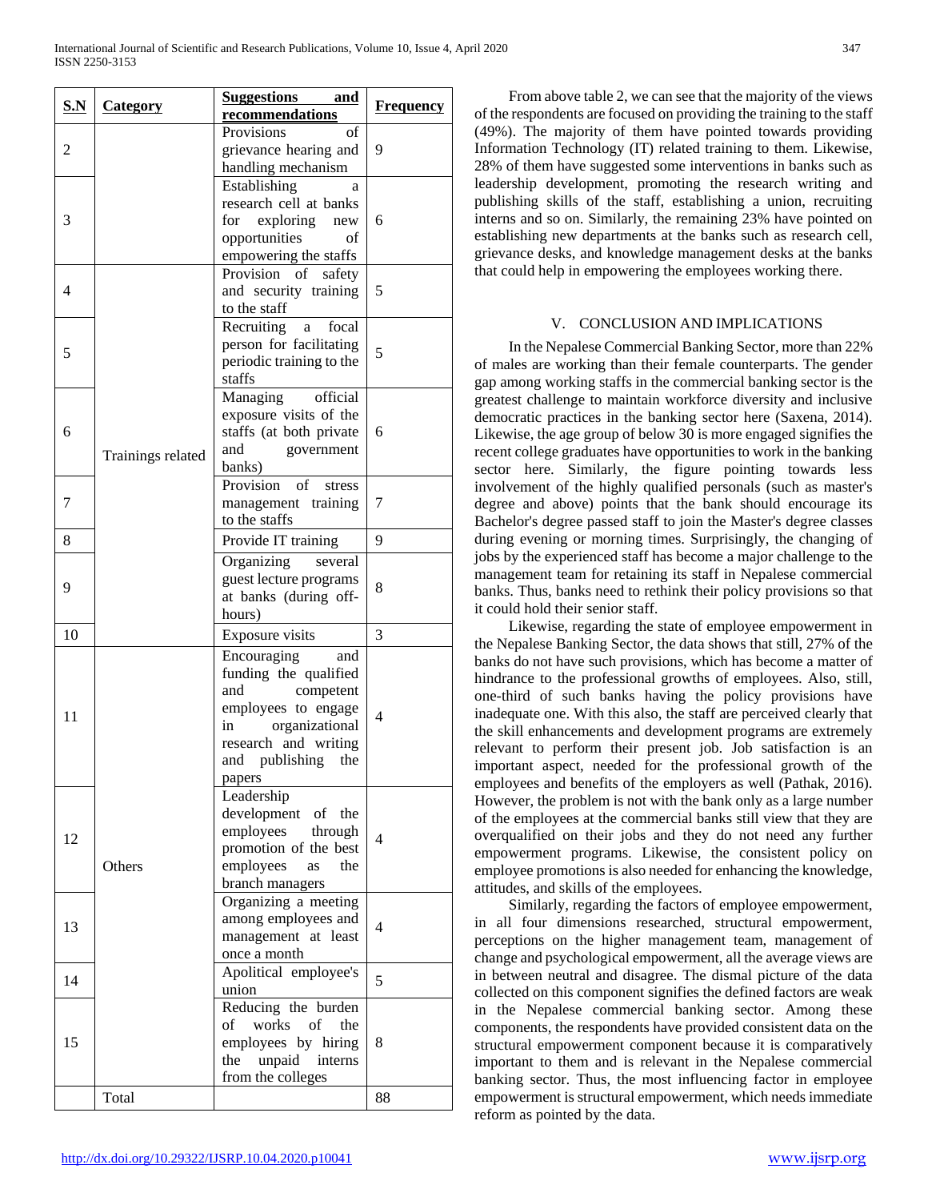| S.N | Category | Suggestions and recommendations | Frequency |
|---|---|---|---|
| 2 | | Provisions of grievance hearing and handling mechanism | 9 |
| 3 | | Establishing a research cell at banks for exploring new opportunities of empowering the staffs | 6 |
| 4 | Trainings related | Provision of safety and security training to the staff | 5 |
| 5 | | Recruiting a focal person for facilitating periodic training to the staffs | 5 |
| 6 | | Managing official exposure visits of the staffs (at both private and government banks) | 6 |
| 7 | | Provision of stress management training to the staffs | 7 |
| 8 | | Provide IT training | 9 |
| 9 | | Organizing several guest lecture programs at banks (during off-hours) | 8 |
| 10 | | Exposure visits | 3 |
| 11 | Others | Encouraging and funding the qualified and competent employees to engage in organizational research and writing and publishing the papers | 4 |
| 12 | | Leadership development of the employees through promotion of the best employees as the branch managers | 4 |
| 13 | | Organizing a meeting among employees and management at least once a month | 4 |
| 14 | | Apolitical employee's union | 5 |
| 15 | | Reducing the burden of works of the employees by hiring the unpaid interns from the colleges | 8 |
| | Total | | 88 |

From above table 2, we can see that the majority of the views of the respondents are focused on providing the training to the staff (49%). The majority of them have pointed towards providing Information Technology (IT) related training to them. Likewise, 28% of them have suggested some interventions in banks such as leadership development, promoting the research writing and publishing skills of the staff, establishing a union, recruiting interns and so on. Similarly, the remaining 23% have pointed on establishing new departments at the banks such as research cell, grievance desks, and knowledge management desks at the banks that could help in empowering the employees working there.

## V. CONCLUSION AND IMPLICATIONS

In the Nepalese Commercial Banking Sector, more than 22% of males are working than their female counterparts. The gender gap among working staffs in the commercial banking sector is the greatest challenge to maintain workforce diversity and inclusive democratic practices in the banking sector here (Saxena, 2014). Likewise, the age group of below 30 is more engaged signifies the recent college graduates have opportunities to work in the banking sector here. Similarly, the figure pointing towards less involvement of the highly qualified personals (such as master's degree and above) points that the bank should encourage its Bachelor's degree passed staff to join the Master's degree classes during evening or morning times. Surprisingly, the changing of jobs by the experienced staff has become a major challenge to the management team for retaining its staff in Nepalese commercial banks. Thus, banks need to rethink their policy provisions so that it could hold their senior staff.

Likewise, regarding the state of employee empowerment in the Nepalese Banking Sector, the data shows that still, 27% of the banks do not have such provisions, which has become a matter of hindrance to the professional growths of employees. Also, still, one-third of such banks having the policy provisions have inadequate one. With this also, the staff are perceived clearly that the skill enhancements and development programs are extremely relevant to perform their present job. Job satisfaction is an important aspect, needed for the professional growth of the employees and benefits of the employers as well (Pathak, 2016). However, the problem is not with the bank only as a large number of the employees at the commercial banks still view that they are overqualified on their jobs and they do not need any further empowerment programs. Likewise, the consistent policy on employee promotions is also needed for enhancing the knowledge, attitudes, and skills of the employees.

Similarly, regarding the factors of employee empowerment, in all four dimensions researched, structural empowerment, perceptions on the higher management team, management of change and psychological empowerment, all the average views are in between neutral and disagree. The dismal picture of the data collected on this component signifies the defined factors are weak in the Nepalese commercial banking sector. Among these components, the respondents have provided consistent data on the structural empowerment component because it is comparatively important to them and is relevant in the Nepalese commercial banking sector. Thus, the most influencing factor in employee empowerment is structural empowerment, which needs immediate reform as pointed by the data.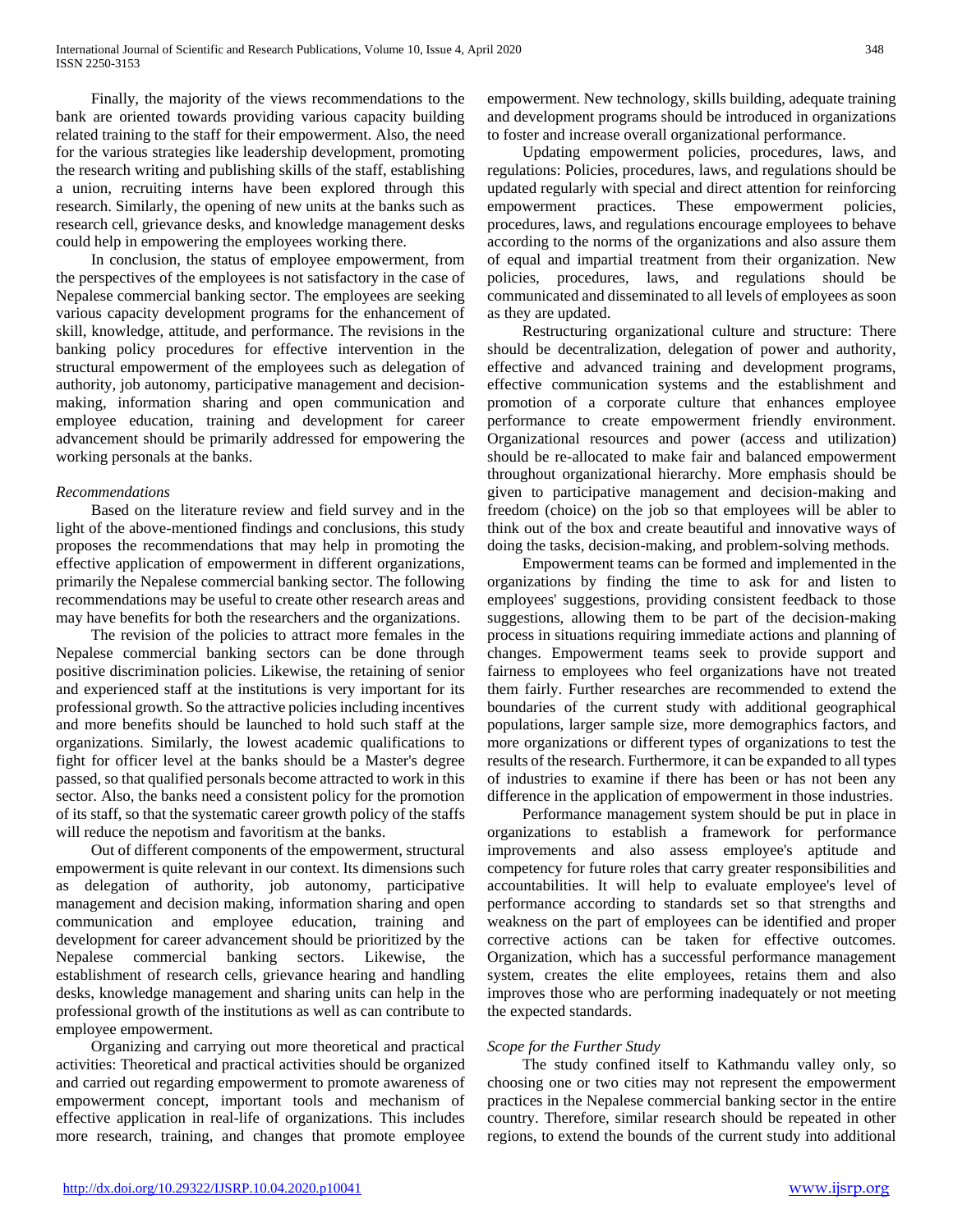Finally, the majority of the views recommendations to the bank are oriented towards providing various capacity building related training to the staff for their empowerment. Also, the need for the various strategies like leadership development, promoting the research writing and publishing skills of the staff, establishing a union, recruiting interns have been explored through this research. Similarly, the opening of new units at the banks such as research cell, grievance desks, and knowledge management desks could help in empowering the employees working there.

In conclusion, the status of employee empowerment, from the perspectives of the employees is not satisfactory in the case of Nepalese commercial banking sector. The employees are seeking various capacity development programs for the enhancement of skill, knowledge, attitude, and performance. The revisions in the banking policy procedures for effective intervention in the structural empowerment of the employees such as delegation of authority, job autonomy, participative management and decision-making, information sharing and open communication and employee education, training and development for career advancement should be primarily addressed for empowering the working personals at the banks.

*Recommendations*

Based on the literature review and field survey and in the light of the above-mentioned findings and conclusions, this study proposes the recommendations that may help in promoting the effective application of empowerment in different organizations, primarily the Nepalese commercial banking sector. The following recommendations may be useful to create other research areas and may have benefits for both the researchers and the organizations.

The revision of the policies to attract more females in the Nepalese commercial banking sectors can be done through positive discrimination policies. Likewise, the retaining of senior and experienced staff at the institutions is very important for its professional growth. So the attractive policies including incentives and more benefits should be launched to hold such staff at the organizations. Similarly, the lowest academic qualifications to fight for officer level at the banks should be a Master's degree passed, so that qualified personals become attracted to work in this sector. Also, the banks need a consistent policy for the promotion of its staff, so that the systematic career growth policy of the staffs will reduce the nepotism and favoritism at the banks.

Out of different components of the empowerment, structural empowerment is quite relevant in our context. Its dimensions such as delegation of authority, job autonomy, participative management and decision making, information sharing and open communication and employee education, training and development for career advancement should be prioritized by the Nepalese commercial banking sectors. Likewise, the establishment of research cells, grievance hearing and handling desks, knowledge management and sharing units can help in the professional growth of the institutions as well as can contribute to employee empowerment.

Organizing and carrying out more theoretical and practical activities: Theoretical and practical activities should be organized and carried out regarding empowerment to promote awareness of empowerment concept, important tools and mechanism of effective application in real-life of organizations. This includes more research, training, and changes that promote employee empowerment. New technology, skills building, adequate training and development programs should be introduced in organizations to foster and increase overall organizational performance.

Updating empowerment policies, procedures, laws, and regulations: Policies, procedures, laws, and regulations should be updated regularly with special and direct attention for reinforcing empowerment practices. These empowerment policies, procedures, laws, and regulations encourage employees to behave according to the norms of the organizations and also assure them of equal and impartial treatment from their organization. New policies, procedures, laws, and regulations should be communicated and disseminated to all levels of employees as soon as they are updated.

Restructuring organizational culture and structure: There should be decentralization, delegation of power and authority, effective and advanced training and development programs, effective communication systems and the establishment and promotion of a corporate culture that enhances employee performance to create empowerment friendly environment. Organizational resources and power (access and utilization) should be re-allocated to make fair and balanced empowerment throughout organizational hierarchy. More emphasis should be given to participative management and decision-making and freedom (choice) on the job so that employees will be abler to think out of the box and create beautiful and innovative ways of doing the tasks, decision-making, and problem-solving methods.

Empowerment teams can be formed and implemented in the organizations by finding the time to ask for and listen to employees' suggestions, providing consistent feedback to those suggestions, allowing them to be part of the decision-making process in situations requiring immediate actions and planning of changes. Empowerment teams seek to provide support and fairness to employees who feel organizations have not treated them fairly. Further researches are recommended to extend the boundaries of the current study with additional geographical populations, larger sample size, more demographics factors, and more organizations or different types of organizations to test the results of the research. Furthermore, it can be expanded to all types of industries to examine if there has been or has not been any difference in the application of empowerment in those industries.

Performance management system should be put in place in organizations to establish a framework for performance improvements and also assess employee's aptitude and competency for future roles that carry greater responsibilities and accountabilities. It will help to evaluate employee's level of performance according to standards set so that strengths and weakness on the part of employees can be identified and proper corrective actions can be taken for effective outcomes. Organization, which has a successful performance management system, creates the elite employees, retains them and also improves those who are performing inadequately or not meeting the expected standards.

*Scope for the Further Study*

The study confined itself to Kathmandu valley only, so choosing one or two cities may not represent the empowerment practices in the Nepalese commercial banking sector in the entire country. Therefore, similar research should be repeated in other regions, to extend the bounds of the current study into additional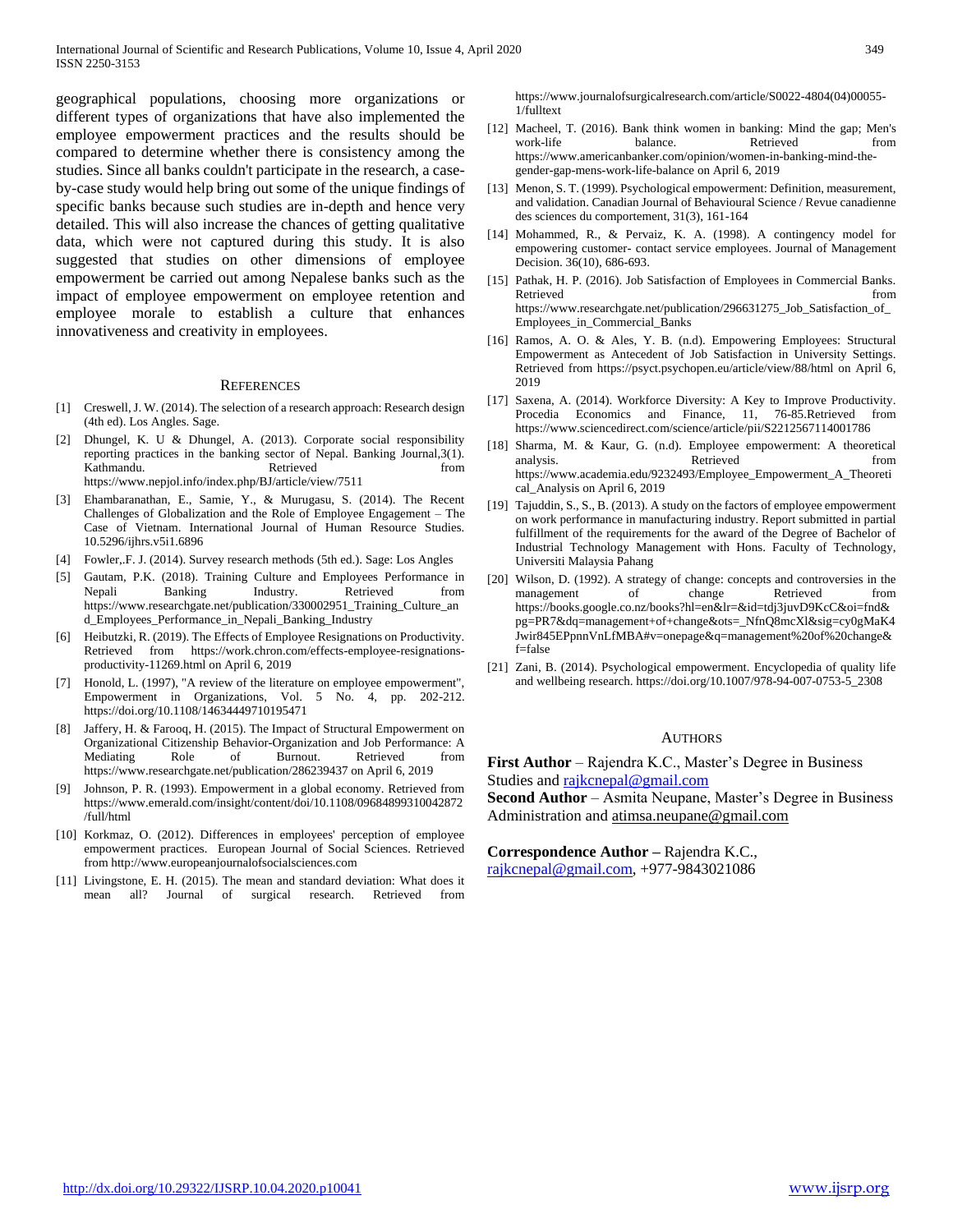geographical populations, choosing more organizations or different types of organizations that have also implemented the employee empowerment practices and the results should be compared to determine whether there is consistency among the studies. Since all banks couldn't participate in the research, a case-by-case study would help bring out some of the unique findings of specific banks because such studies are in-depth and hence very detailed. This will also increase the chances of getting qualitative data, which were not captured during this study. It is also suggested that studies on other dimensions of employee empowerment be carried out among Nepalese banks such as the impact of employee empowerment on employee retention and employee morale to establish a culture that enhances innovativeness and creativity in employees.

## REFERENCES

[1] Creswell, J. W. (2014). The selection of a research approach: Research design (4th ed). Los Angles. Sage.

[2] Dhungel, K. U & Dhungel, A. (2013). Corporate social responsibility reporting practices in the banking sector of Nepal. Banking Journal,3(1). Kathmandu. Retrieved from https://www.nepjol.info/index.php/BJ/article/view/7511

[3] Ehambaranathan, E., Samie, Y., & Murugasu, S. (2014). The Recent Challenges of Globalization and the Role of Employee Engagement – The Case of Vietnam. International Journal of Human Resource Studies. 10.5296/ijhrs.v5i1.6896

[4] Fowler,.F. J. (2014). Survey research methods (5th ed.). Sage: Los Angles

[5] Gautam, P.K. (2018). Training Culture and Employees Performance in Nepali Banking Industry. Retrieved from https://www.researchgate.net/publication/330002951_Training_Culture_and_Employees_Performance_in_Nepali_Banking_Industry

[6] Heibutzki, R. (2019). The Effects of Employee Resignations on Productivity. Retrieved from https://work.chron.com/effects-employee-resignations-productivity-11269.html on April 6, 2019

[7] Honold, L. (1997), "A review of the literature on employee empowerment", Empowerment in Organizations, Vol. 5 No. 4, pp. 202-212. https://doi.org/10.1108/14634449710195471

[8] Jaffery, H. & Farooq, H. (2015). The Impact of Structural Empowerment on Organizational Citizenship Behavior-Organization and Job Performance: A Mediating Role of Burnout. Retrieved from https://www.researchgate.net/publication/286239437 on April 6, 2019

[9] Johnson, P. R. (1993). Empowerment in a global economy. Retrieved from https://www.emerald.com/insight/content/doi/10.1108/09684899310042872/full/html

[10] Korkmaz, O. (2012). Differences in employees' perception of employee empowerment practices. European Journal of Social Sciences. Retrieved from http://www.europeanjournalofsocialsciences.com

[11] Livingstone, E. H. (2015). The mean and standard deviation: What does it mean all? Journal of surgical research. Retrieved from https://www.journalofsurgicalresearch.com/article/S0022-4804(04)00055-1/fulltext

[12] Macheel, T. (2016). Bank think women in banking: Mind the gap; Men's work-life balance. Retrieved from https://www.americanbanker.com/opinion/women-in-banking-mind-the-gender-gap-mens-work-life-balance on April 6, 2019

[13] Menon, S. T. (1999). Psychological empowerment: Definition, measurement, and validation. Canadian Journal of Behavioural Science / Revue canadienne des sciences du comportement, 31(3), 161-164

[14] Mohammed, R., & Pervaiz, K. A. (1998). A contingency model for empowering customer- contact service employees. Journal of Management Decision. 36(10), 686-693.

[15] Pathak, H. P. (2016). Job Satisfaction of Employees in Commercial Banks. Retrieved from https://www.researchgate.net/publication/296631275_Job_Satisfaction_of_Employees_in_Commercial_Banks

[16] Ramos, A. O. & Ales, Y. B. (n.d). Empowering Employees: Structural Empowerment as Antecedent of Job Satisfaction in University Settings. Retrieved from https://psyct.psychopen.eu/article/view/88/html on April 6, 2019

[17] Saxena, A. (2014). Workforce Diversity: A Key to Improve Productivity. Procedia Economics and Finance, 11, 76-85.Retrieved from https://www.sciencedirect.com/science/article/pii/S2212567114001786

[18] Sharma, M. & Kaur, G. (n.d). Employee empowerment: A theoretical analysis. Retrieved from https://www.academia.edu/9232493/Employee_Empowerment_A_Theoretical_Analysis on April 6, 2019

[19] Tajuddin, S., S., B. (2013). A study on the factors of employee empowerment on work performance in manufacturing industry. Report submitted in partial fulfillment of the requirements for the award of the Degree of Bachelor of Industrial Technology Management with Hons. Faculty of Technology, Universiti Malaysia Pahang

[20] Wilson, D. (1992). A strategy of change: concepts and controversies in the management of change Retrieved from https://books.google.co.nz/books?hl=en&lr=&id=tdj3juvD9KcC&oi=fnd&pg=PR7&dq=management+of+change&ots=_NfnQ8mcXl&sig=cy0gMaK4Jwir845EPpnnVnLfMBA#v=onepage&q=management%20of%20change&f=false

[21] Zani, B. (2014). Psychological empowerment. Encyclopedia of quality life and wellbeing research. https://doi.org/10.1007/978-94-007-0753-5_2308

## AUTHORS

**First Author** – Rajendra K.C., Master's Degree in Business Studies and rajkcnepal@gmail.com

**Second Author** – Asmita Neupane, Master's Degree in Business Administration and atimsa.neupane@gmail.com

**Correspondence Author** – Rajendra K.C., rajkcnepal@gmail.com, +977-9843021086